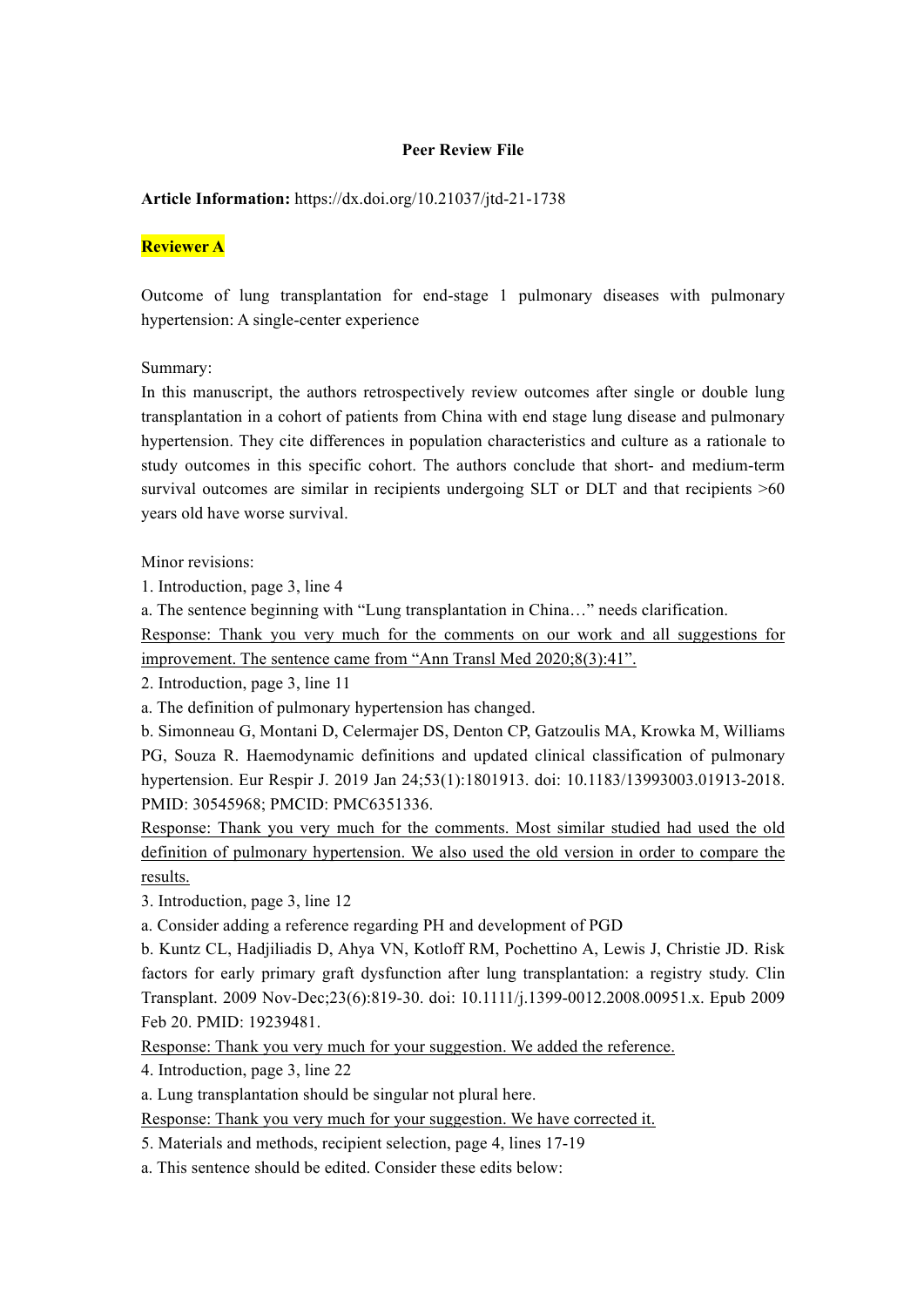**Peer Review File**

**Article Information:** https://dx.doi.org/10.21037/jtd-21-1738

**Reviewer A**

Outcome of lung transplantation for end-stage 1 pulmonary diseases with pulmonary hypertension: A single-center experience

Summary:

In this manuscript, the authors retrospectively review outcomes after single or double lung transplantation in a cohort of patients from China with end stage lung disease and pulmonary hypertension. They cite differences in population characteristics and culture as a rationale to study outcomes in this specific cohort. The authors conclude that short- and medium-term survival outcomes are similar in recipients undergoing SLT or DLT and that recipients >60 years old have worse survival.

Minor revisions:

1. Introduction, page 3, line 4

a. The sentence beginning with "Lung transplantation in China…" needs clarification.

Response: Thank you very much for the comments on our work and all suggestions for improvement. The sentence came from "Ann Transl Med 2020;8(3):41".

2. Introduction, page 3, line 11

a. The definition of pulmonary hypertension has changed.

b. Simonneau G, Montani D, Celermajer DS, Denton CP, Gatzoulis MA, Krowka M, Williams PG, Souza R. Haemodynamic definitions and updated clinical classification of pulmonary hypertension. Eur Respir J. 2019 Jan 24;53(1):1801913. doi: 10.1183/13993003.01913-2018. PMID: 30545968; PMCID: PMC6351336.

Response: Thank you very much for the comments. Most similar studied had used the old definition of pulmonary hypertension. We also used the old version in order to compare the results.

3. Introduction, page 3, line 12

a. Consider adding a reference regarding PH and development of PGD

b. Kuntz CL, Hadjiliadis D, Ahya VN, Kotloff RM, Pochettino A, Lewis J, Christie JD. Risk factors for early primary graft dysfunction after lung transplantation: a registry study. Clin Transplant. 2009 Nov-Dec;23(6):819-30. doi: 10.1111/j.1399-0012.2008.00951.x. Epub 2009 Feb 20. PMID: 19239481.

Response: Thank you very much for your suggestion. We added the reference.

4. Introduction, page 3, line 22

a. Lung transplantation should be singular not plural here.

Response: Thank you very much for your suggestion. We have corrected it.

5. Materials and methods, recipient selection, page 4, lines 17-19

a. This sentence should be edited. Consider these edits below: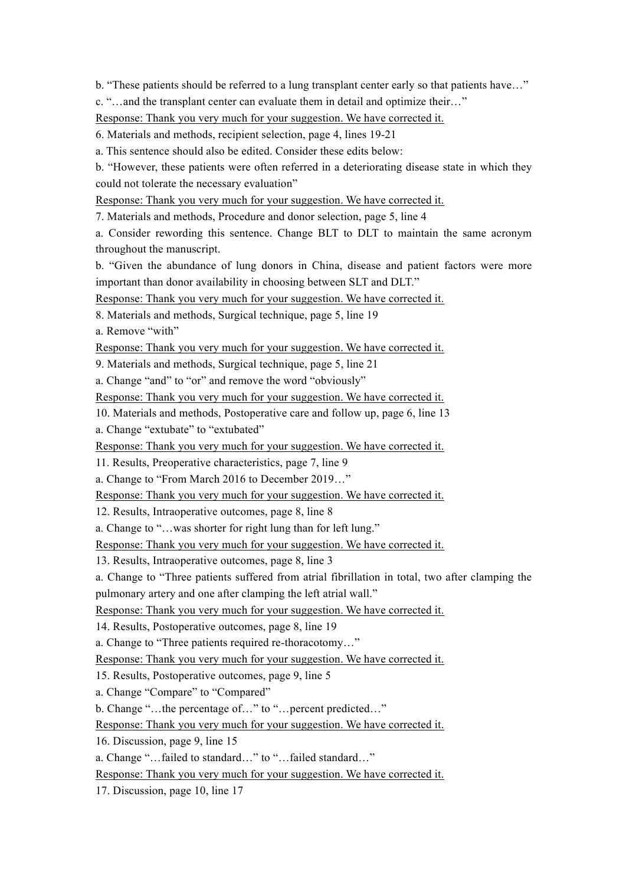b. “These patients should be referred to a lung transplant center early so that patients have…”

c. “…and the transplant center can evaluate them in detail and optimize their…”

Response: Thank you very much for your suggestion. We have corrected it.

6. Materials and methods, recipient selection, page 4, lines 19-21

a. This sentence should also be edited. Consider these edits below:

b. “However, these patients were often referred in a deteriorating disease state in which they could not tolerate the necessary evaluation”

Response: Thank you very much for your suggestion. We have corrected it.

7. Materials and methods, Procedure and donor selection, page 5, line 4

a. Consider rewording this sentence. Change BLT to DLT to maintain the same acronym throughout the manuscript.

b. “Given the abundance of lung donors in China, disease and patient factors were more important than donor availability in choosing between SLT and DLT.”

Response: Thank you very much for your suggestion. We have corrected it.

8. Materials and methods, Surgical technique, page 5, line 19

a. Remove “with”

Response: Thank you very much for your suggestion. We have corrected it.

9. Materials and methods, Surgical technique, page 5, line 21

a. Change “and” to “or” and remove the word “obviously”

Response: Thank you very much for your suggestion. We have corrected it.

10. Materials and methods, Postoperative care and follow up, page 6, line 13

a. Change “extubate” to “extubated”

Response: Thank you very much for your suggestion. We have corrected it.

11. Results, Preoperative characteristics, page 7, line 9

a. Change to “From March 2016 to December 2019…”

Response: Thank you very much for your suggestion. We have corrected it.

12. Results, Intraoperative outcomes, page 8, line 8

a. Change to “…was shorter for right lung than for left lung.”

Response: Thank you very much for your suggestion. We have corrected it.

13. Results, Intraoperative outcomes, page 8, line 3

a. Change to “Three patients suffered from atrial fibrillation in total, two after clamping the pulmonary artery and one after clamping the left atrial wall.”

Response: Thank you very much for your suggestion. We have corrected it.

14. Results, Postoperative outcomes, page 8, line 19

a. Change to “Three patients required re-thoracotomy…”

Response: Thank you very much for your suggestion. We have corrected it.

15. Results, Postoperative outcomes, page 9, line 5

a. Change “Compare” to “Compared”

b. Change “…the percentage of…” to “…percent predicted…”

Response: Thank you very much for your suggestion. We have corrected it.

16. Discussion, page 9, line 15

a. Change “…failed to standard…” to “…failed standard…”

Response: Thank you very much for your suggestion. We have corrected it.

17. Discussion, page 10, line 17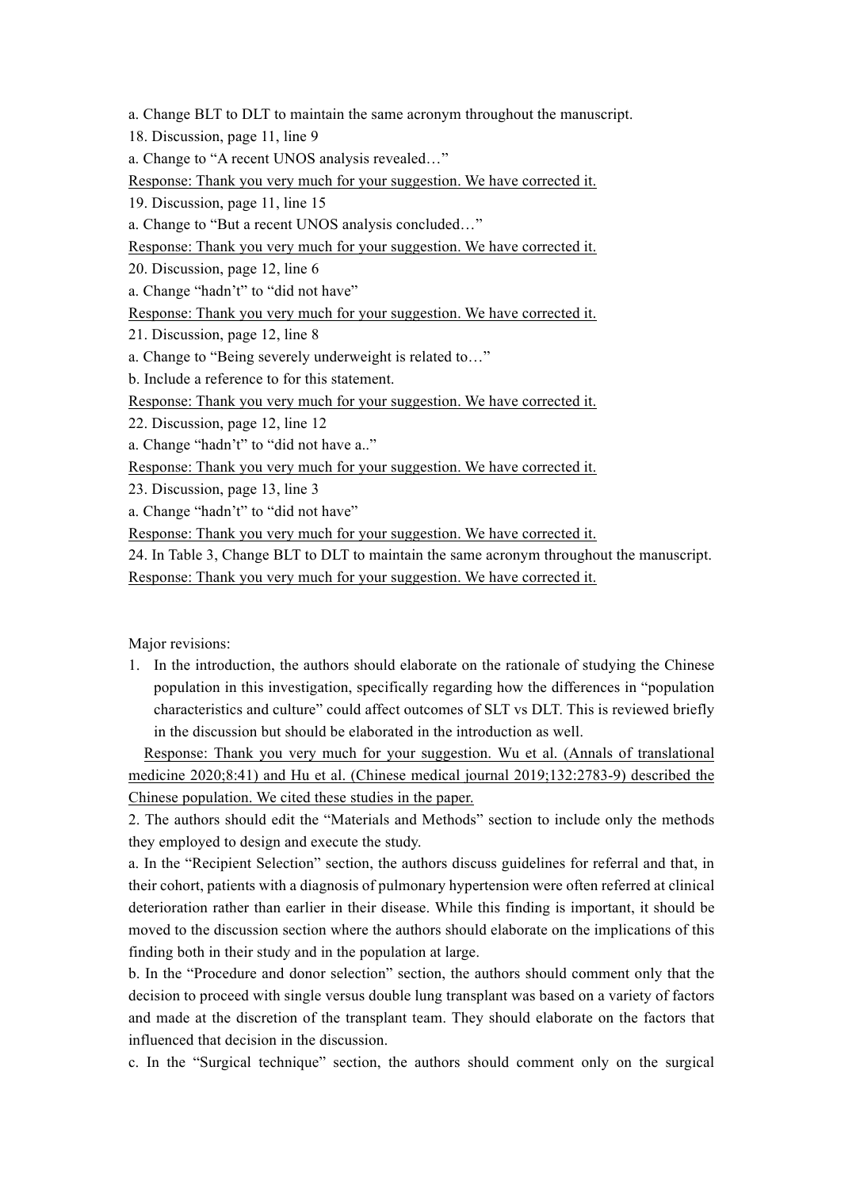a. Change BLT to DLT to maintain the same acronym throughout the manuscript.

18. Discussion, page 11, line 9

a. Change to "A recent UNOS analysis revealed…"

<u>Response: Thank you very much for your suggestion. We have corrected it.</u>

19. Discussion, page 11, line 15

a. Change to "But a recent UNOS analysis concluded…"

<u>Response: Thank you very much for your suggestion. We have corrected it.</u>

20. Discussion, page 12, line 6

a. Change "hadn't" to "did not have"

<u>Response: Thank you very much for your suggestion. We have corrected it.</u>

21. Discussion, page 12, line 8

a. Change to "Being severely underweight is related to…"

b. Include a reference to for this statement.

<u>Response: Thank you very much for your suggestion. We have corrected it.</u>

22. Discussion, page 12, line 12

a. Change "hadn't" to "did not have a.."

<u>Response: Thank you very much for your suggestion. We have corrected it.</u>

23. Discussion, page 13, line 3

a. Change "hadn't" to "did not have"

<u>Response: Thank you very much for your suggestion. We have corrected it.</u>

24. In Table 3, Change BLT to DLT to maintain the same acronym throughout the manuscript.

<u>Response: Thank you very much for your suggestion. We have corrected it.</u>

Major revisions:

1. In the introduction, the authors should elaborate on the rationale of studying the Chinese population in this investigation, specifically regarding how the differences in "population characteristics and culture" could affect outcomes of SLT vs DLT. This is reviewed briefly in the discussion but should be elaborated in the introduction as well.

<u>Response: Thank you very much for your suggestion. Wu et al. (Annals of translational medicine 2020;8:41) and Hu et al. (Chinese medical journal 2019;132:2783-9) described the Chinese population. We cited these studies in the paper.</u>

2. The authors should edit the "Materials and Methods" section to include only the methods they employed to design and execute the study.

a. In the "Recipient Selection" section, the authors discuss guidelines for referral and that, in their cohort, patients with a diagnosis of pulmonary hypertension were often referred at clinical deterioration rather than earlier in their disease. While this finding is important, it should be moved to the discussion section where the authors should elaborate on the implications of this finding both in their study and in the population at large.

b. In the "Procedure and donor selection" section, the authors should comment only that the decision to proceed with single versus double lung transplant was based on a variety of factors and made at the discretion of the transplant team. They should elaborate on the factors that influenced that decision in the discussion.

c. In the "Surgical technique" section, the authors should comment only on the surgical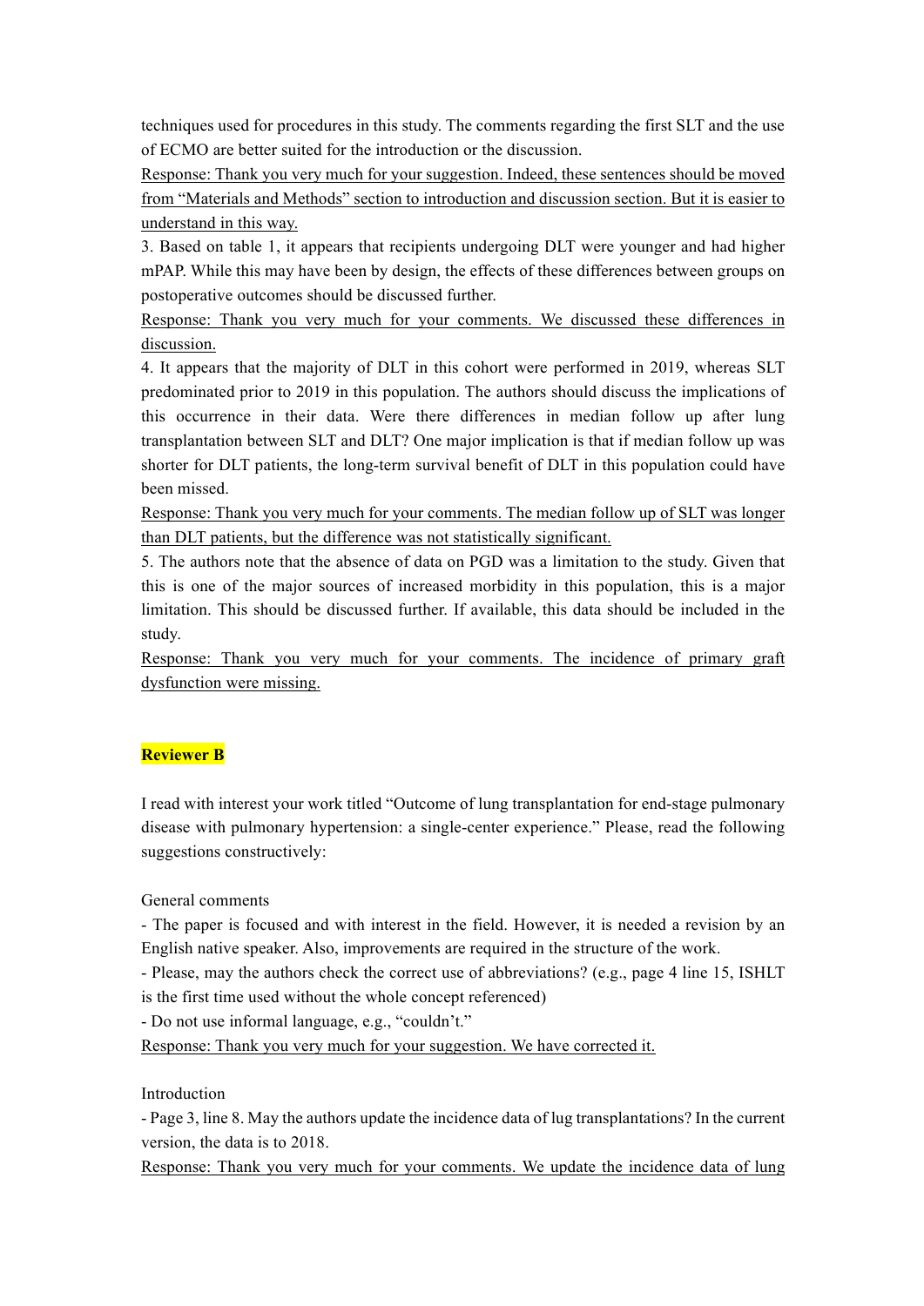techniques used for procedures in this study. The comments regarding the first SLT and the use of ECMO are better suited for the introduction or the discussion.

Response: Thank you very much for your suggestion. Indeed, these sentences should be moved from "Materials and Methods" section to introduction and discussion section. But it is easier to understand in this way.

3. Based on table 1, it appears that recipients undergoing DLT were younger and had higher mPAP. While this may have been by design, the effects of these differences between groups on postoperative outcomes should be discussed further.

Response: Thank you very much for your comments. We discussed these differences in discussion.

4. It appears that the majority of DLT in this cohort were performed in 2019, whereas SLT predominated prior to 2019 in this population. The authors should discuss the implications of this occurrence in their data. Were there differences in median follow up after lung transplantation between SLT and DLT? One major implication is that if median follow up was shorter for DLT patients, the long-term survival benefit of DLT in this population could have been missed.

Response: Thank you very much for your comments. The median follow up of SLT was longer than DLT patients, but the difference was not statistically significant.

5. The authors note that the absence of data on PGD was a limitation to the study. Given that this is one of the major sources of increased morbidity in this population, this is a major limitation. This should be discussed further. If available, this data should be included in the study.

Response: Thank you very much for your comments. The incidence of primary graft dysfunction were missing.

**Reviewer B**

I read with interest your work titled "Outcome of lung transplantation for end-stage pulmonary disease with pulmonary hypertension: a single-center experience." Please, read the following suggestions constructively:

General comments

- The paper is focused and with interest in the field. However, it is needed a revision by an English native speaker. Also, improvements are required in the structure of the work.
- Please, may the authors check the correct use of abbreviations? (e.g., page 4 line 15, ISHLT is the first time used without the whole concept referenced)
- Do not use informal language, e.g., "couldn't."

Response: Thank you very much for your suggestion. We have corrected it.

Introduction

- Page 3, line 8. May the authors update the incidence data of lug transplantations? In the current version, the data is to 2018.

Response: Thank you very much for your comments. We update the incidence data of lung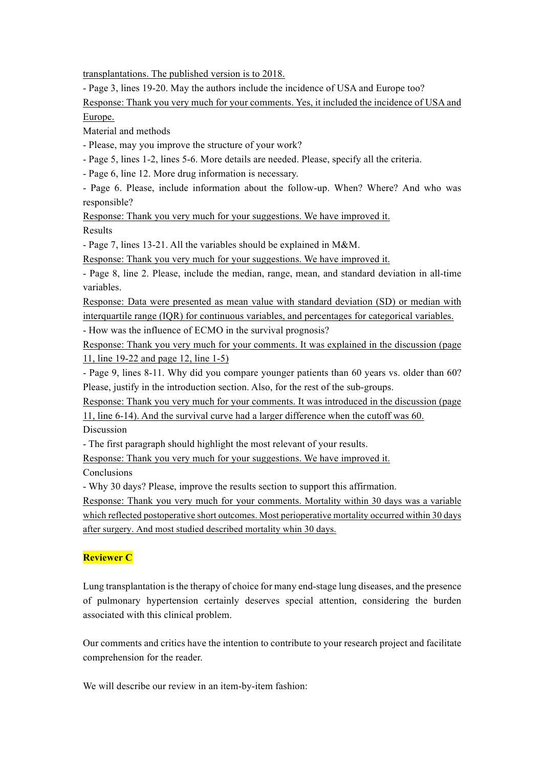transplantations. The published version is to 2018.

- Page 3, lines 19-20. May the authors include the incidence of USA and Europe too?

Response: Thank you very much for your comments. Yes, it included the incidence of USA and Europe.

Material and methods

- Please, may you improve the structure of your work?
- Page 5, lines 1-2, lines 5-6. More details are needed. Please, specify all the criteria.
- Page 6, line 12. More drug information is necessary.
- Page 6. Please, include information about the follow-up. When? Where? And who was responsible?

Response: Thank you very much for your suggestions. We have improved it.

Results

- Page 7, lines 13-21. All the variables should be explained in M&M.

Response: Thank you very much for your suggestions. We have improved it.

- Page 8, line 2. Please, include the median, range, mean, and standard deviation in all-time variables.

Response: Data were presented as mean value with standard deviation (SD) or median with interquartile range (IQR) for continuous variables, and percentages for categorical variables.

- How was the influence of ECMO in the survival prognosis?

Response: Thank you very much for your comments. It was explained in the discussion (page 11, line 19-22 and page 12, line 1-5)

- Page 9, lines 8-11. Why did you compare younger patients than 60 years vs. older than 60? Please, justify in the introduction section. Also, for the rest of the sub-groups.

Response: Thank you very much for your comments. It was introduced in the discussion (page 11, line 6-14). And the survival curve had a larger difference when the cutoff was 60.

Discussion

- The first paragraph should highlight the most relevant of your results.

Response: Thank you very much for your suggestions. We have improved it.

Conclusions

- Why 30 days? Please, improve the results section to support this affirmation.

Response: Thank you very much for your comments. Mortality within 30 days was a variable which reflected postoperative short outcomes. Most perioperative mortality occurred within 30 days after surgery. And most studied described mortality whin 30 days.

**Reviewer C**

Lung transplantation is the therapy of choice for many end-stage lung diseases, and the presence of pulmonary hypertension certainly deserves special attention, considering the burden associated with this clinical problem.

Our comments and critics have the intention to contribute to your research project and facilitate comprehension for the reader.

We will describe our review in an item-by-item fashion: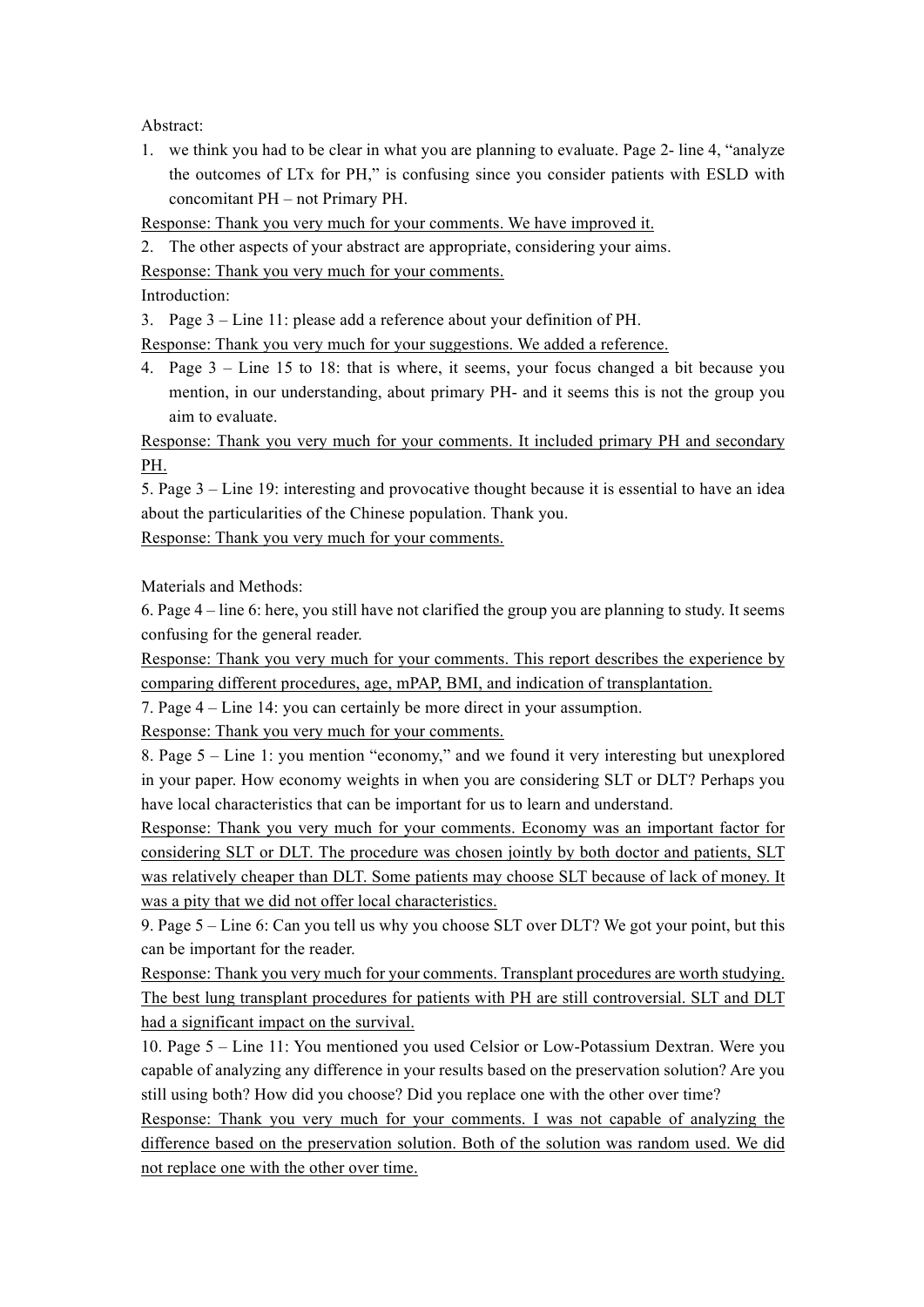Abstract:

1. we think you had to be clear in what you are planning to evaluate. Page 2- line 4, "analyze the outcomes of LTx for PH," is confusing since you consider patients with ESLD with concomitant PH – not Primary PH.

Response: Thank you very much for your comments. We have improved it.

2. The other aspects of your abstract are appropriate, considering your aims.

Response: Thank you very much for your comments.

Introduction:

3. Page 3 – Line 11: please add a reference about your definition of PH.

Response: Thank you very much for your suggestions. We added a reference.

4. Page 3 – Line 15 to 18: that is where, it seems, your focus changed a bit because you mention, in our understanding, about primary PH- and it seems this is not the group you aim to evaluate.

Response: Thank you very much for your comments. It included primary PH and secondary PH.

5. Page 3 – Line 19: interesting and provocative thought because it is essential to have an idea about the particularities of the Chinese population. Thank you.

Response: Thank you very much for your comments.

Materials and Methods:

6. Page 4 – line 6: here, you still have not clarified the group you are planning to study. It seems confusing for the general reader.

Response: Thank you very much for your comments. This report describes the experience by comparing different procedures, age, mPAP, BMI, and indication of transplantation.

7. Page 4 – Line 14: you can certainly be more direct in your assumption.

Response: Thank you very much for your comments.

8. Page 5 – Line 1: you mention "economy," and we found it very interesting but unexplored in your paper. How economy weights in when you are considering SLT or DLT? Perhaps you have local characteristics that can be important for us to learn and understand.

Response: Thank you very much for your comments. Economy was an important factor for considering SLT or DLT. The procedure was chosen jointly by both doctor and patients, SLT was relatively cheaper than DLT. Some patients may choose SLT because of lack of money. It was a pity that we did not offer local characteristics.

9. Page 5 – Line 6: Can you tell us why you choose SLT over DLT? We got your point, but this can be important for the reader.

Response: Thank you very much for your comments. Transplant procedures are worth studying. The best lung transplant procedures for patients with PH are still controversial. SLT and DLT had a significant impact on the survival.

10. Page 5 – Line 11: You mentioned you used Celsior or Low-Potassium Dextran. Were you capable of analyzing any difference in your results based on the preservation solution? Are you still using both? How did you choose? Did you replace one with the other over time?

Response: Thank you very much for your comments. I was not capable of analyzing the difference based on the preservation solution. Both of the solution was random used. We did not replace one with the other over time.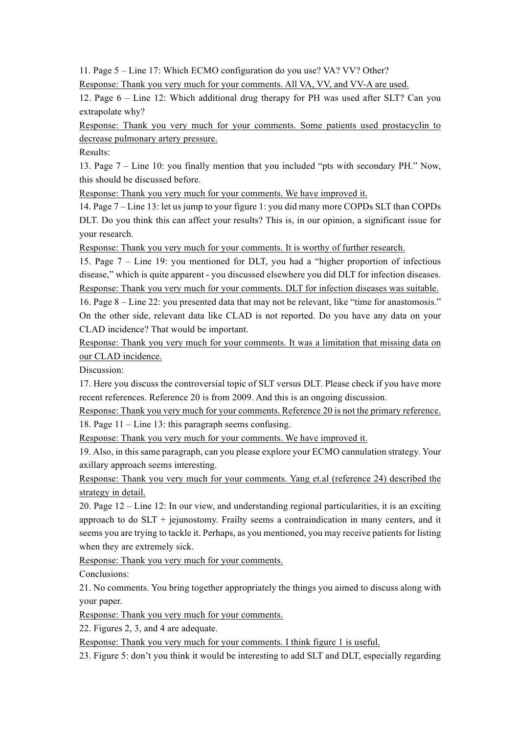11. Page 5 – Line 17: Which ECMO configuration do you use? VA? VV? Other?

Response: Thank you very much for your comments. All VA, VV, and VV-A are used.

12. Page 6 – Line 12: Which additional drug therapy for PH was used after SLT? Can you extrapolate why?

Response: Thank you very much for your comments. Some patients used prostacyclin to decrease pulmonary artery pressure.

Results:

13. Page 7 – Line 10: you finally mention that you included "pts with secondary PH." Now, this should be discussed before.

Response: Thank you very much for your comments. We have improved it.

14. Page 7 – Line 13: let us jump to your figure 1: you did many more COPDs SLT than COPDs DLT. Do you think this can affect your results? This is, in our opinion, a significant issue for your research.

Response: Thank you very much for your comments. It is worthy of further research.

15. Page 7 – Line 19: you mentioned for DLT, you had a "higher proportion of infectious disease," which is quite apparent - you discussed elsewhere you did DLT for infection diseases.

Response: Thank you very much for your comments. DLT for infection diseases was suitable.

16. Page 8 – Line 22: you presented data that may not be relevant, like "time for anastomosis." On the other side, relevant data like CLAD is not reported. Do you have any data on your CLAD incidence? That would be important.

Response: Thank you very much for your comments. It was a limitation that missing data on our CLAD incidence.

Discussion:

17. Here you discuss the controversial topic of SLT versus DLT. Please check if you have more recent references. Reference 20 is from 2009. And this is an ongoing discussion.

Response: Thank you very much for your comments. Reference 20 is not the primary reference.

18. Page 11 – Line 13: this paragraph seems confusing.

Response: Thank you very much for your comments. We have improved it.

19. Also, in this same paragraph, can you please explore your ECMO cannulation strategy. Your axillary approach seems interesting.

Response: Thank you very much for your comments. Yang et.al (reference 24) described the strategy in detail.

20. Page 12 – Line 12: In our view, and understanding regional particularities, it is an exciting approach to do SLT + jejunostomy. Frailty seems a contraindication in many centers, and it seems you are trying to tackle it. Perhaps, as you mentioned, you may receive patients for listing when they are extremely sick.

Response: Thank you very much for your comments.

Conclusions:

21. No comments. You bring together appropriately the things you aimed to discuss along with your paper.

Response: Thank you very much for your comments.

22. Figures 2, 3, and 4 are adequate.

Response: Thank you very much for your comments. I think figure 1 is useful.

23. Figure 5: don't you think it would be interesting to add SLT and DLT, especially regarding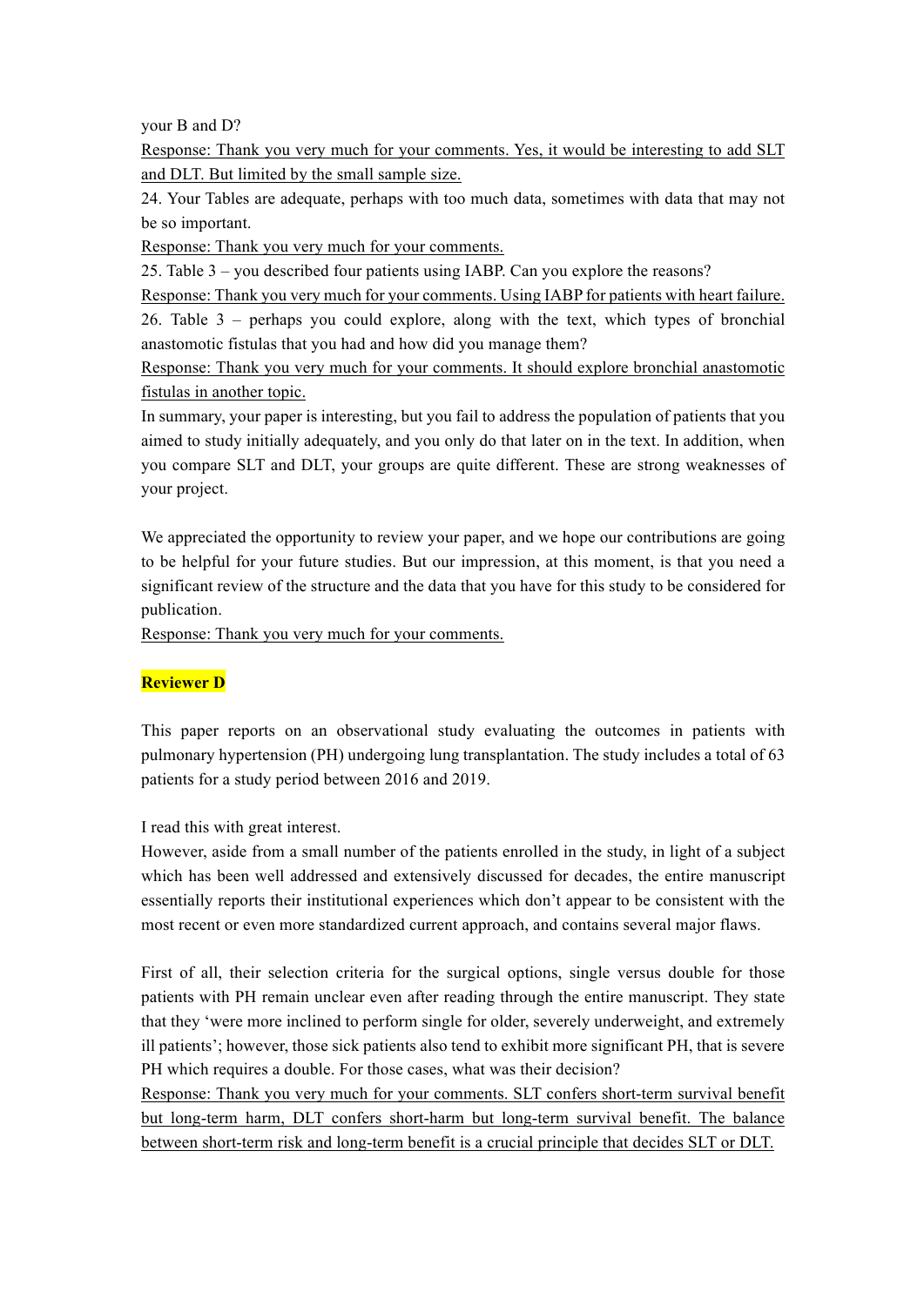your B and D?

<u>Response: Thank you very much for your comments. Yes, it would be interesting to add SLT and DLT. But limited by the small sample size.</u>

24. Your Tables are adequate, perhaps with too much data, sometimes with data that may not be so important.

<u>Response: Thank you very much for your comments.</u>

25. Table 3 – you described four patients using IABP. Can you explore the reasons?

<u>Response: Thank you very much for your comments. Using IABP for patients with heart failure.</u>

26. Table 3 – perhaps you could explore, along with the text, which types of bronchial anastomotic fistulas that you had and how did you manage them?

<u>Response: Thank you very much for your comments. It should explore bronchial anastomotic fistulas in another topic.</u>

In summary, your paper is interesting, but you fail to address the population of patients that you aimed to study initially adequately, and you only do that later on in the text. In addition, when you compare SLT and DLT, your groups are quite different. These are strong weaknesses of your project.

We appreciated the opportunity to review your paper, and we hope our contributions are going to be helpful for your future studies. But our impression, at this moment, is that you need a significant review of the structure and the data that you have for this study to be considered for publication.

<u>Response: Thank you very much for your comments.</u>

**Reviewer D**

This paper reports on an observational study evaluating the outcomes in patients with pulmonary hypertension (PH) undergoing lung transplantation. The study includes a total of 63 patients for a study period between 2016 and 2019.

I read this with great interest.

However, aside from a small number of the patients enrolled in the study, in light of a subject which has been well addressed and extensively discussed for decades, the entire manuscript essentially reports their institutional experiences which don't appear to be consistent with the most recent or even more standardized current approach, and contains several major flaws.

First of all, their selection criteria for the surgical options, single versus double for those patients with PH remain unclear even after reading through the entire manuscript. They state that they 'were more inclined to perform single for older, severely underweight, and extremely ill patients'; however, those sick patients also tend to exhibit more significant PH, that is severe PH which requires a double. For those cases, what was their decision?

<u>Response: Thank you very much for your comments. SLT confers short-term survival benefit but long-term harm, DLT confers short-harm but long-term survival benefit. The balance between short-term risk and long-term benefit is a crucial principle that decides SLT or DLT.</u>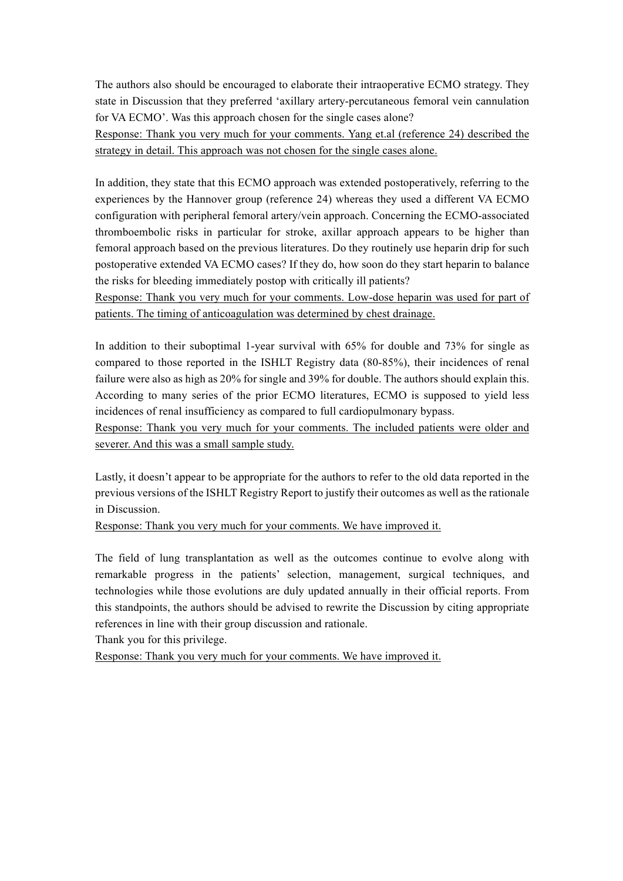The authors also should be encouraged to elaborate their intraoperative ECMO strategy. They state in Discussion that they preferred 'axillary artery-percutaneous femoral vein cannulation for VA ECMO'. Was this approach chosen for the single cases alone?

Response: Thank you very much for your comments. Yang et.al (reference 24) described the strategy in detail. This approach was not chosen for the single cases alone.

In addition, they state that this ECMO approach was extended postoperatively, referring to the experiences by the Hannover group (reference 24) whereas they used a different VA ECMO configuration with peripheral femoral artery/vein approach. Concerning the ECMO-associated thromboembolic risks in particular for stroke, axillar approach appears to be higher than femoral approach based on the previous literatures. Do they routinely use heparin drip for such postoperative extended VA ECMO cases? If they do, how soon do they start heparin to balance the risks for bleeding immediately postop with critically ill patients?

Response: Thank you very much for your comments. Low-dose heparin was used for part of patients. The timing of anticoagulation was determined by chest drainage.

In addition to their suboptimal 1-year survival with 65% for double and 73% for single as compared to those reported in the ISHLT Registry data (80-85%), their incidences of renal failure were also as high as 20% for single and 39% for double. The authors should explain this. According to many series of the prior ECMO literatures, ECMO is supposed to yield less incidences of renal insufficiency as compared to full cardiopulmonary bypass.

Response: Thank you very much for your comments. The included patients were older and severer. And this was a small sample study.

Lastly, it doesn't appear to be appropriate for the authors to refer to the old data reported in the previous versions of the ISHLT Registry Report to justify their outcomes as well as the rationale in Discussion.

Response: Thank you very much for your comments. We have improved it.

The field of lung transplantation as well as the outcomes continue to evolve along with remarkable progress in the patients' selection, management, surgical techniques, and technologies while those evolutions are duly updated annually in their official reports. From this standpoints, the authors should be advised to rewrite the Discussion by citing appropriate references in line with their group discussion and rationale.

Thank you for this privilege.

Response: Thank you very much for your comments. We have improved it.